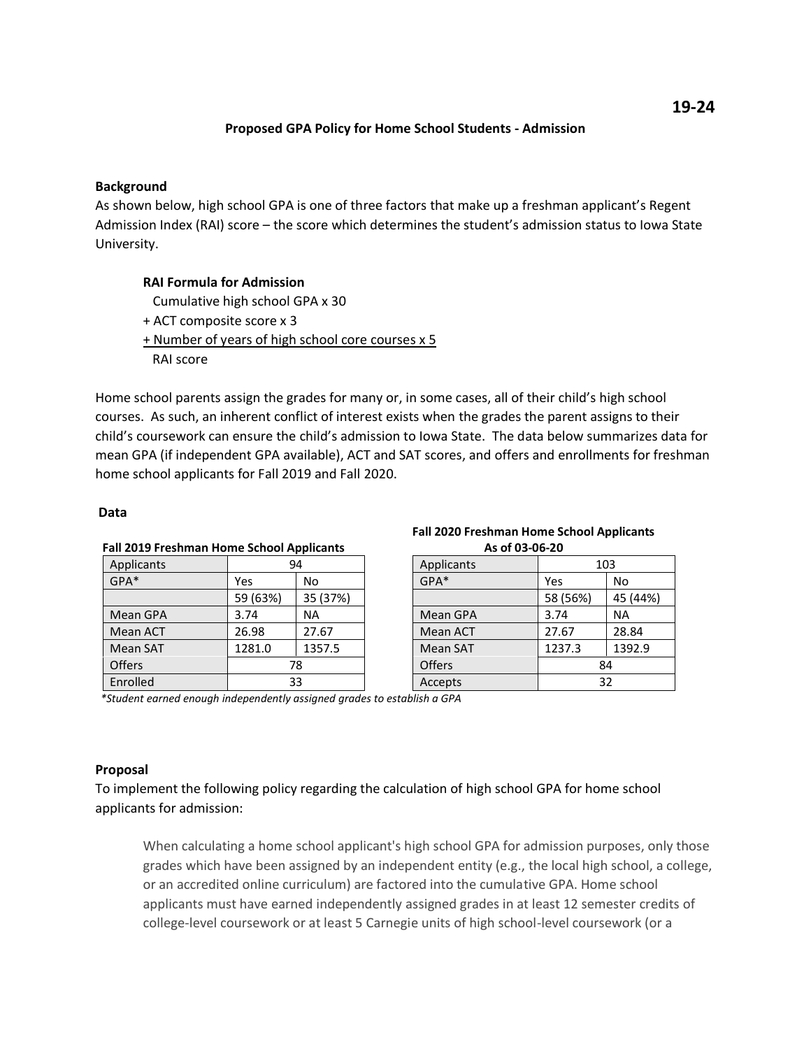**19-24**

**Proposed GPA Policy for Home School Students - Admission**

**Background**

As shown below, high school GPA is one of three factors that make up a freshman applicant's Regent Admission Index (RAI) score – the score which determines the student's admission status to Iowa State University.

**RAI Formula for Admission**

Cumulative high school GPA x 30
+ ACT composite score x 3
<u>+ Number of years of high school core courses x 5</u>
RAI score

Home school parents assign the grades for many or, in some cases, all of their child's high school courses. As such, an inherent conflict of interest exists when the grades the parent assigns to their child's coursework can ensure the child's admission to Iowa State. The data below summarizes data for mean GPA (if independent GPA available), ACT and SAT scores, and offers and enrollments for freshman home school applicants for Fall 2019 and Fall 2020.

**Data**

**Fall 2019 Freshman Home School Applicants**

| Applicants | 94 | |
|---|---|---|
| GPA* | Yes | No |
| | 59 (63%) | 35 (37%) |
| Mean GPA | 3.74 | NA |
| Mean ACT | 26.98 | 27.67 |
| Mean SAT | 1281.0 | 1357.5 |
| Offers | 78 | |
| Enrolled | 33 | |

**Fall 2020 Freshman Home School Applicants As of 03-06-20**

| Applicants | 103 | |
|---|---|---|
| GPA* | Yes | No |
| | 58 (56%) | 45 (44%) |
| Mean GPA | 3.74 | NA |
| Mean ACT | 27.67 | 28.84 |
| Mean SAT | 1237.3 | 1392.9 |
| Offers | 84 | |
| Accepts | 32 | |

*\*Student earned enough independently assigned grades to establish a GPA*

**Proposal**

To implement the following policy regarding the calculation of high school GPA for home school applicants for admission:

> When calculating a home school applicant's high school GPA for admission purposes, only those grades which have been assigned by an independent entity (e.g., the local high school, a college, or an accredited online curriculum) are factored into the cumulative GPA. Home school applicants must have earned independently assigned grades in at least 12 semester credits of college-level coursework or at least 5 Carnegie units of high school-level coursework (or a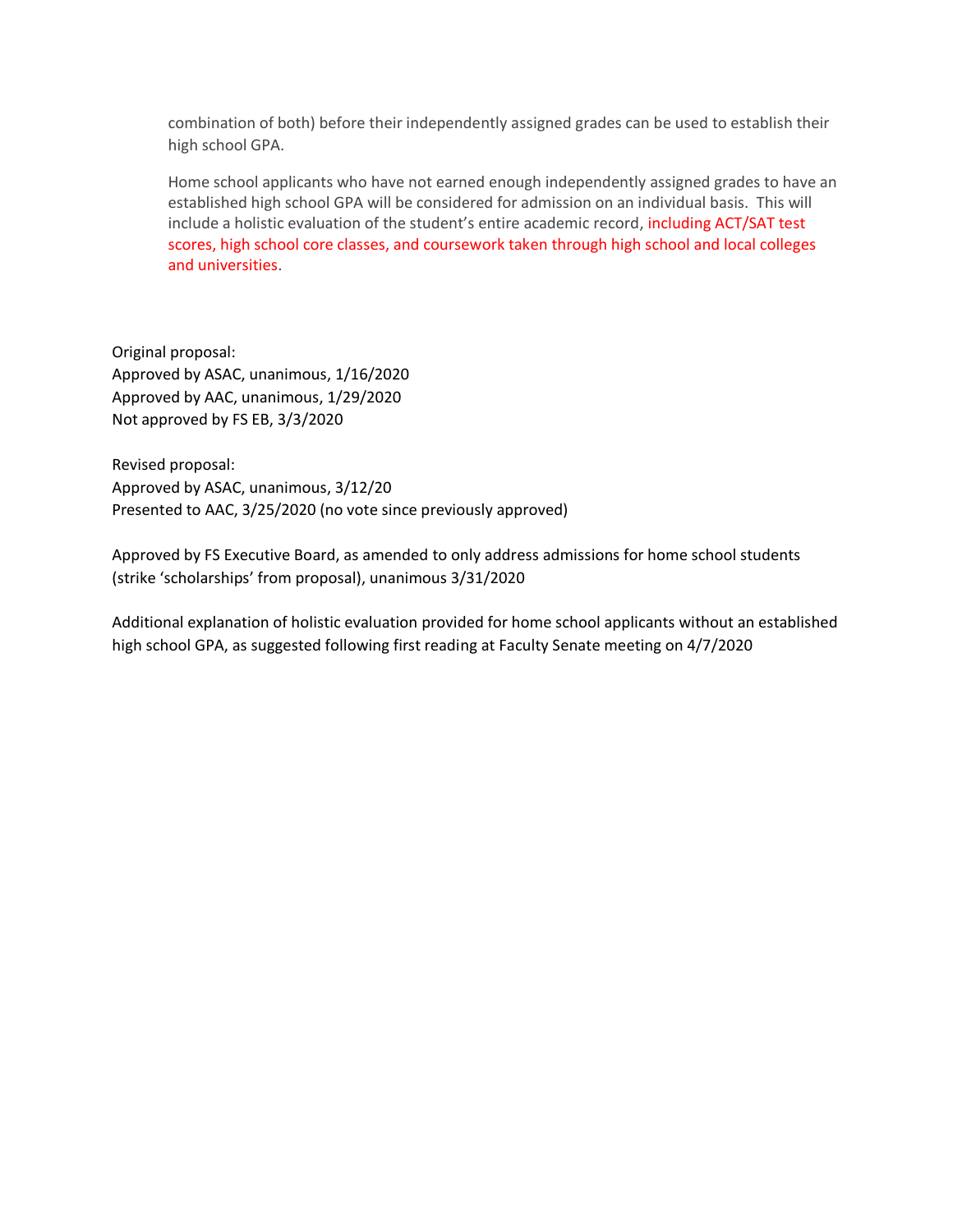combination of both) before their independently assigned grades can be used to establish their high school GPA.

Home school applicants who have not earned enough independently assigned grades to have an established high school GPA will be considered for admission on an individual basis. This will include a holistic evaluation of the student's entire academic record, including ACT/SAT test scores, high school core classes, and coursework taken through high school and local colleges and universities.

Original proposal:
Approved by ASAC, unanimous, 1/16/2020
Approved by AAC, unanimous, 1/29/2020
Not approved by FS EB, 3/3/2020

Revised proposal:
Approved by ASAC, unanimous, 3/12/20
Presented to AAC, 3/25/2020 (no vote since previously approved)

Approved by FS Executive Board, as amended to only address admissions for home school students (strike 'scholarships' from proposal), unanimous 3/31/2020

Additional explanation of holistic evaluation provided for home school applicants without an established high school GPA, as suggested following first reading at Faculty Senate meeting on 4/7/2020